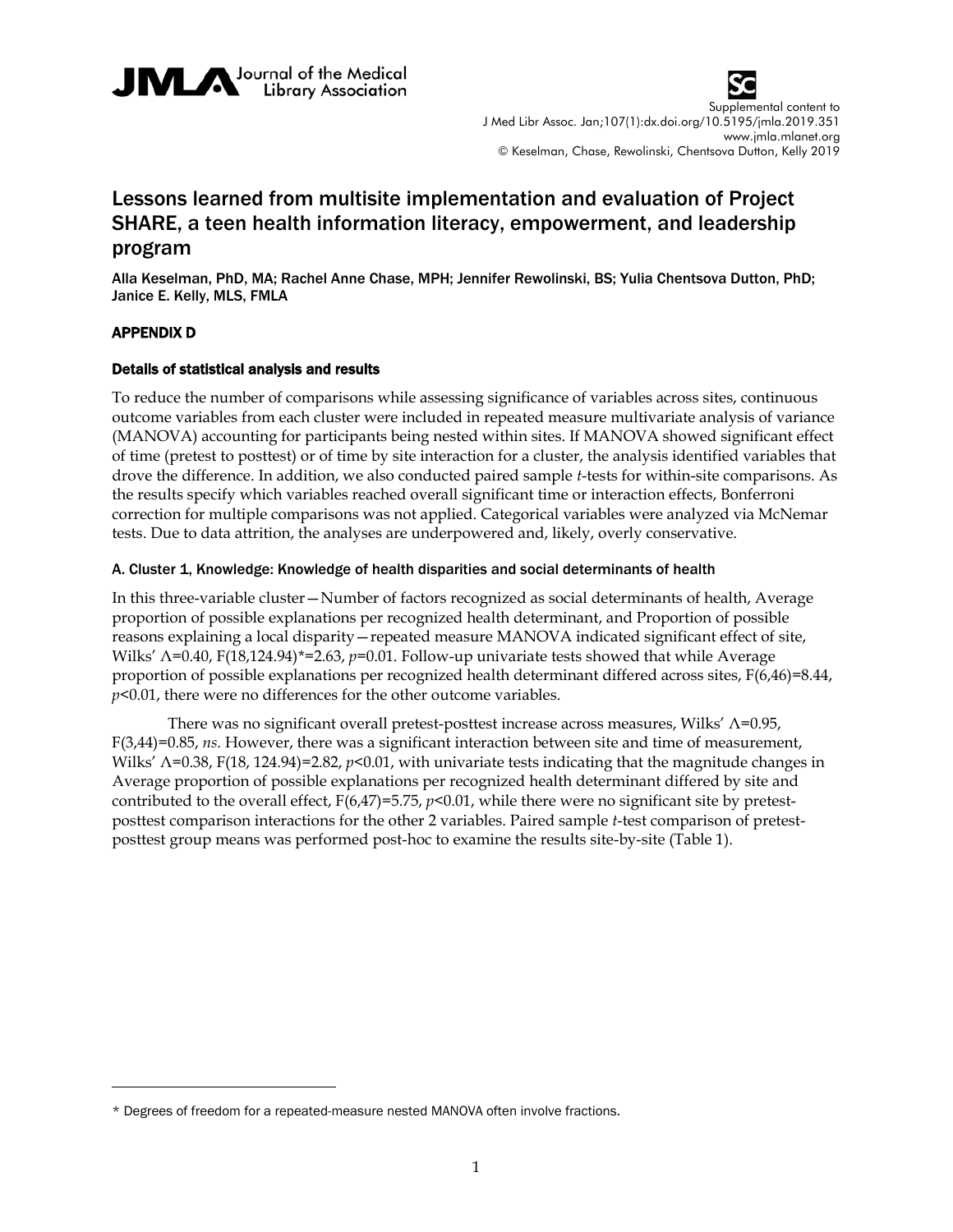# Lessons learned from multisite implementation and evaluation of Project SHARE, a teen health information literacy, empowerment, and leadership program

**Alla Keselman, PhD, MA; Rachel Anne Chase, MPH; Jennifer Rewolinski, BS; Yulia Chentsova Dutton, PhD; Janice E. Kelly, MLS, FMLA**

## APPENDIX D

### Details of statistical analysis and results

To reduce the number of comparisons while assessing significance of variables across sites, continuous outcome variables from each cluster were included in repeated measure multivariate analysis of variance (MANOVA) accounting for participants being nested within sites. If MANOVA showed significant effect of time (pretest to posttest) or of time by site interaction for a cluster, the analysis identified variables that drove the difference. In addition, we also conducted paired sample *t*-tests for within-site comparisons. As the results specify which variables reached overall significant time or interaction effects, Bonferroni correction for multiple comparisons was not applied. Categorical variables were analyzed via McNemar tests. Due to data attrition, the analyses are underpowered and, likely, overly conservative.

#### A. Cluster 1, Knowledge: Knowledge of health disparities and social determinants of health

In this three-variable cluster—Number of factors recognized as social determinants of health, Average proportion of possible explanations per recognized health determinant, and Proportion of possible reasons explaining a local disparity—repeated measure MANOVA indicated significant effect of site, Wilks' $\Lambda$=0.40, $F(18,124.94)$*=2.63, $p$=0.01. Follow-up univariate tests showed that while Average proportion of possible explanations per recognized health determinant differed across sites, $F(6,46)$=8.44, $p$<0.01, there were no differences for the other outcome variables.

There was no significant overall pretest-posttest increase across measures, Wilks' $\Lambda$=0.95, $F(3,44)$=0.85, *ns.* However, there was a significant interaction between site and time of measurement, Wilks' $\Lambda$=0.38, $F(18, 124.94)$=2.82, $p$<0.01, with univariate tests indicating that the magnitude changes in Average proportion of possible explanations per recognized health determinant differed by site and contributed to the overall effect, $F(6,47)$=5.75, $p$<0.01, while there were no significant site by pretest-posttest comparison interactions for the other 2 variables. Paired sample *t*-test comparison of pretest-posttest group means was performed post-hoc to examine the results site-by-site (Table 1).

---

\* Degrees of freedom for a repeated-measure nested MANOVA often involve fractions.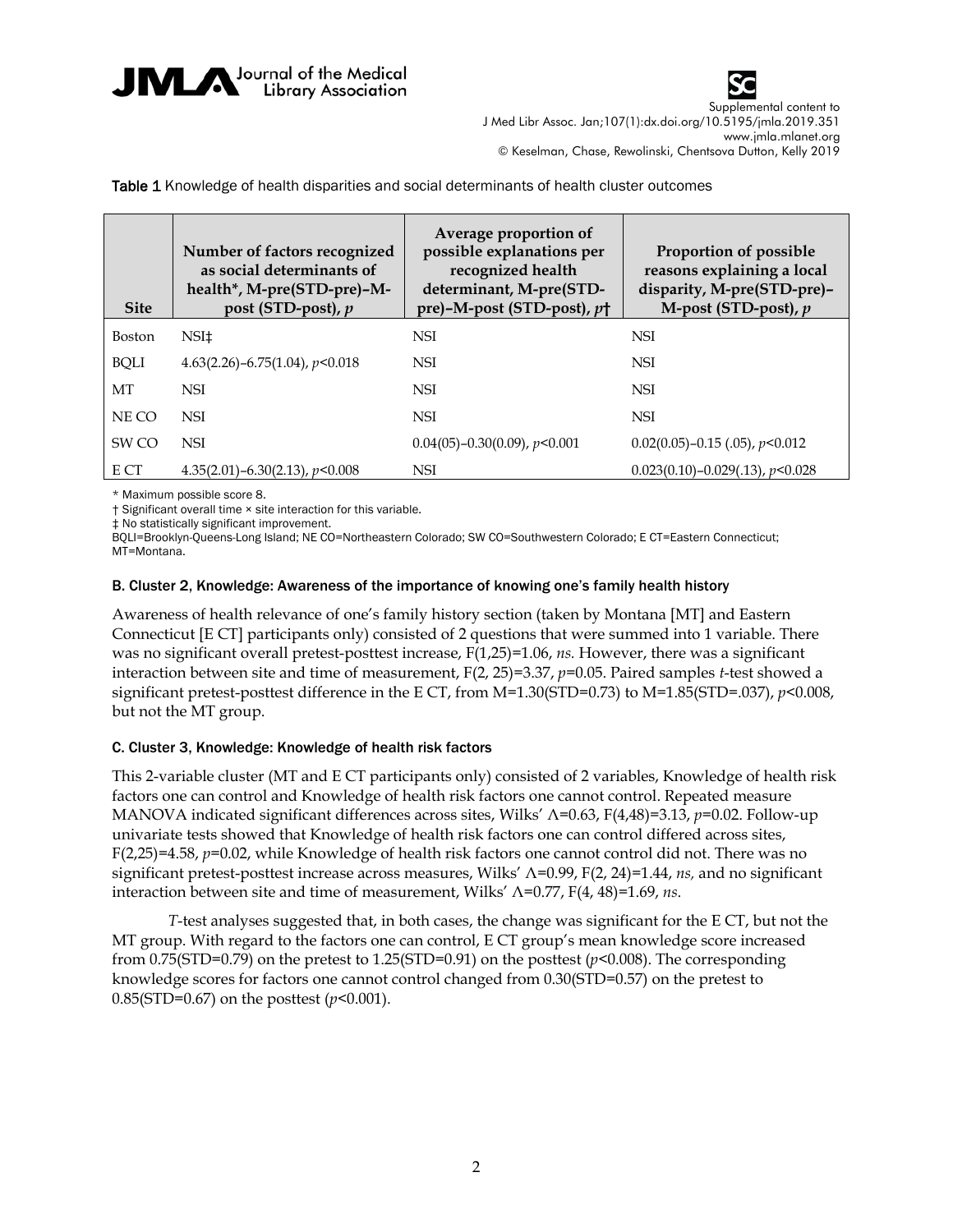**Table 1** Knowledge of health disparities and social determinants of health cluster outcomes

| Site | Number of factors recognized as social determinants of health*, M-pre(STD-pre)–M-post (STD-post), $p$ | Average proportion of possible explanations per recognized health determinant, M-pre(STD-pre)–M-post (STD-post), $p$† | Proportion of possible reasons explaining a local disparity, M-pre(STD-pre)–M-post (STD-post), $p$ |
|---|---|---|---|
| Boston | NSI‡ | NSI | NSI |
| BQLI | 4.63(2.26)–6.75(1.04), $p<0.018$ | NSI | NSI |
| MT | NSI | NSI | NSI |
| NE CO | NSI | NSI | NSI |
| SW CO | NSI | 0.04(05)–0.30(0.09), $p<0.001$ | 0.02(0.05)–0.15 (.05), $p<0.012$ |
| E CT | 4.35(2.01)–6.30(2.13), $p<0.008$ | NSI | 0.023(0.10)–0.029(.13), $p<0.028$ |

* Maximum possible score 8.
† Significant overall time × site interaction for this variable.
‡ No statistically significant improvement.
BQLI=Brooklyn-Queens-Long Island; NE CO=Northeastern Colorado; SW CO=Southwestern Colorado; E CT=Eastern Connecticut; MT=Montana.

### B. Cluster 2, Knowledge: Awareness of the importance of knowing one's family health history

Awareness of health relevance of one's family history section (taken by Montana [MT] and Eastern Connecticut [E CT] participants only) consisted of 2 questions that were summed into 1 variable. There was no significant overall pretest-posttest increase, $F(1,25)=1.06$, *ns.* However, there was a significant interaction between site and time of measurement, $F(2, 25)=3.37$, $p=0.05$. Paired samples *t*-test showed a significant pretest-posttest difference in the E CT, from M=1.30(STD=0.73) to M=1.85(STD=.037), $p<0.008$, but not the MT group.

### C. Cluster 3, Knowledge: Knowledge of health risk factors

This 2-variable cluster (MT and E CT participants only) consisted of 2 variables, Knowledge of health risk factors one can control and Knowledge of health risk factors one cannot control. Repeated measure MANOVA indicated significant differences across sites, Wilks' $\Lambda=0.63$, $F(4,48)=3.13$, $p=0.02$. Follow-up univariate tests showed that Knowledge of health risk factors one can control differed across sites, $F(2,25)=4.58$, $p=0.02$, while Knowledge of health risk factors one cannot control did not. There was no significant pretest-posttest increase across measures, Wilks' $\Lambda=0.99$, $F(2, 24)=1.44$, *ns,* and no significant interaction between site and time of measurement, Wilks' $\Lambda=0.77$, $F(4, 48)=1.69$, *ns*.

*T*-test analyses suggested that, in both cases, the change was significant for the E CT, but not the MT group. With regard to the factors one can control, E CT group's mean knowledge score increased from 0.75(STD=0.79) on the pretest to 1.25(STD=0.91) on the posttest ($p<0.008$). The corresponding knowledge scores for factors one cannot control changed from 0.30(STD=0.57) on the pretest to 0.85(STD=0.67) on the posttest ($p<0.001$).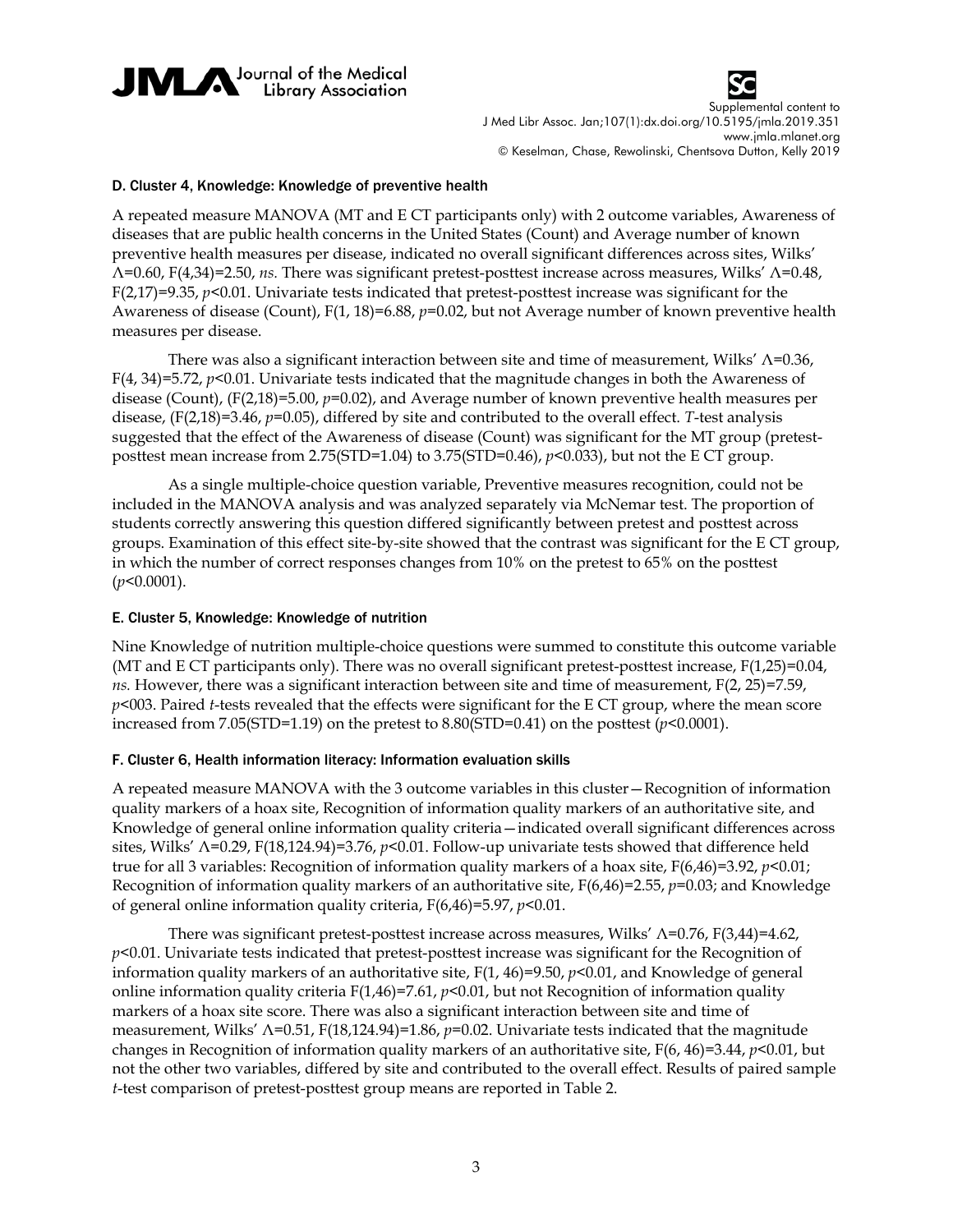### D. Cluster 4, Knowledge: Knowledge of preventive health

A repeated measure MANOVA (MT and E CT participants only) with 2 outcome variables, Awareness of diseases that are public health concerns in the United States (Count) and Average number of known preventive health measures per disease, indicated no overall significant differences across sites, Wilks' $\Lambda=0.60$, $F(4,34)=2.50$, *ns.* There was significant pretest-posttest increase across measures, Wilks' $\Lambda=0.48$, $F(2,17)=9.35$, $p<0.01$. Univariate tests indicated that pretest-posttest increase was significant for the Awareness of disease (Count), $F(1, 18)=6.88$, $p=0.02$, but not Average number of known preventive health measures per disease.

There was also a significant interaction between site and time of measurement, Wilks' $\Lambda=0.36$, $F(4, 34)=5.72$, $p<0.01$. Univariate tests indicated that the magnitude changes in both the Awareness of disease (Count), ($F(2,18)=5.00$, $p=0.02$), and Average number of known preventive health measures per disease, ($F(2,18)=3.46$, $p=0.05$), differed by site and contributed to the overall effect. *T*-test analysis suggested that the effect of the Awareness of disease (Count) was significant for the MT group (pretest-posttest mean increase from 2.75(STD=1.04) to 3.75(STD=0.46), $p<0.033$), but not the E CT group.

As a single multiple-choice question variable, Preventive measures recognition, could not be included in the MANOVA analysis and was analyzed separately via McNemar test. The proportion of students correctly answering this question differed significantly between pretest and posttest across groups. Examination of this effect site-by-site showed that the contrast was significant for the E CT group, in which the number of correct responses changes from 10% on the pretest to 65% on the posttest ($p<0.0001$).

### E. Cluster 5, Knowledge: Knowledge of nutrition

Nine Knowledge of nutrition multiple-choice questions were summed to constitute this outcome variable (MT and E CT participants only). There was no overall significant pretest-posttest increase, $F(1,25)=0.04$, *ns.* However, there was a significant interaction between site and time of measurement, $F(2, 25)=7.59$, $p<003$. Paired *t*-tests revealed that the effects were significant for the E CT group, where the mean score increased from 7.05(STD=1.19) on the pretest to 8.80(STD=0.41) on the posttest ($p<0.0001$).

### F. Cluster 6, Health information literacy: Information evaluation skills

A repeated measure MANOVA with the 3 outcome variables in this cluster—Recognition of information quality markers of a hoax site, Recognition of information quality markers of an authoritative site, and Knowledge of general online information quality criteria—indicated overall significant differences across sites, Wilks' $\Lambda=0.29$, $F(18,124.94)=3.76$, $p<0.01$. Follow-up univariate tests showed that difference held true for all 3 variables: Recognition of information quality markers of a hoax site, $F(6,46)=3.92$, $p<0.01$; Recognition of information quality markers of an authoritative site, $F(6,46)=2.55$, $p=0.03$; and Knowledge of general online information quality criteria, $F(6,46)=5.97$, $p<0.01$.

There was significant pretest-posttest increase across measures, Wilks' $\Lambda=0.76$, $F(3,44)=4.62$, $p<0.01$. Univariate tests indicated that pretest-posttest increase was significant for the Recognition of information quality markers of an authoritative site, $F(1, 46)=9.50$, $p<0.01$, and Knowledge of general online information quality criteria $F(1,46)=7.61$, $p<0.01$, but not Recognition of information quality markers of a hoax site score. There was also a significant interaction between site and time of measurement, Wilks' $\Lambda=0.51$, $F(18,124.94)=1.86$, $p=0.02$. Univariate tests indicated that the magnitude changes in Recognition of information quality markers of an authoritative site, $F(6, 46)=3.44$, $p<0.01$, but not the other two variables, differed by site and contributed to the overall effect. Results of paired sample *t*-test comparison of pretest-posttest group means are reported in Table 2.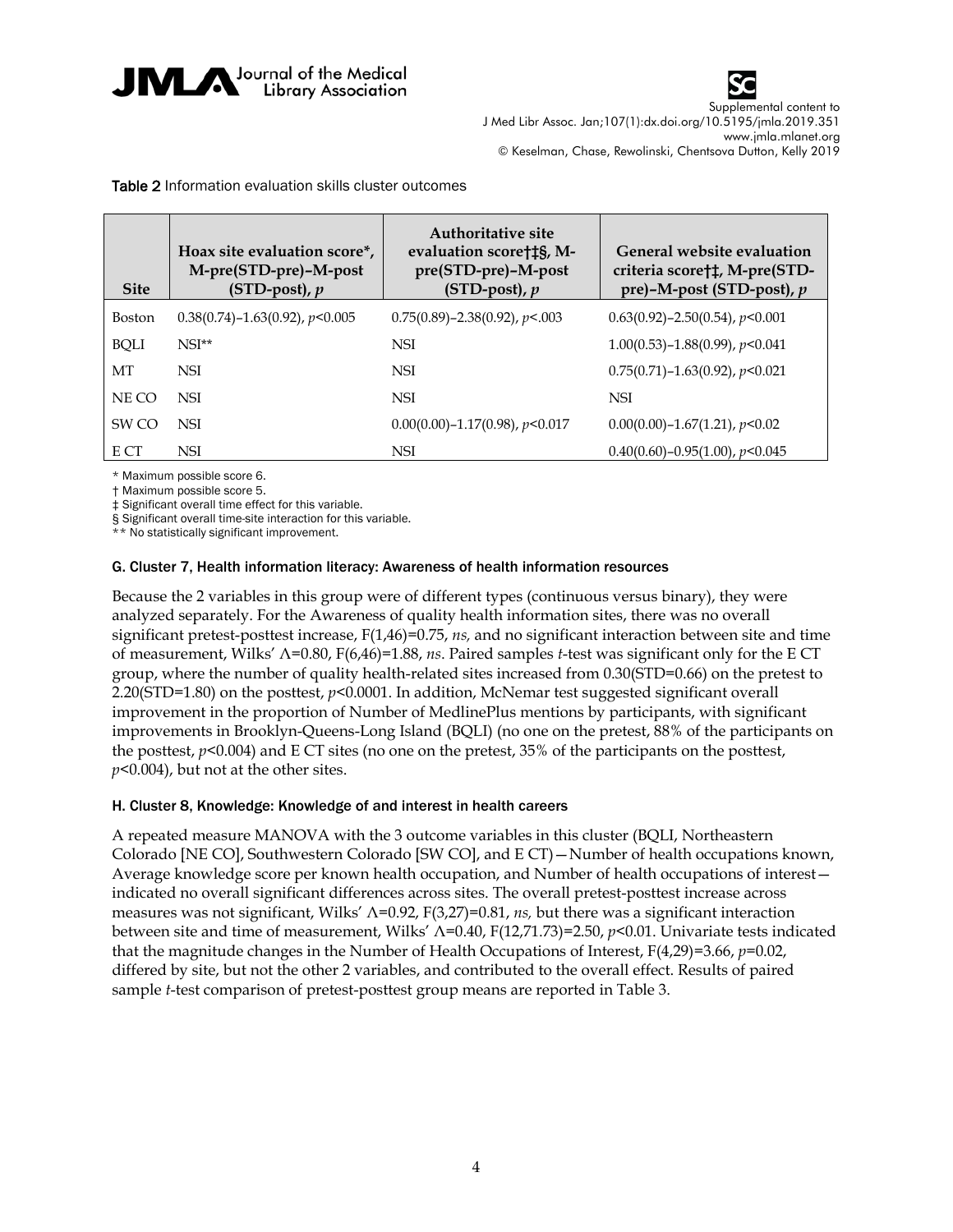**Table 2** Information evaluation skills cluster outcomes

| Site | Hoax site evaluation score*, M-pre(STD-pre)–M-post (STD-post), $p$ | Authoritative site evaluation score†‡§, M-pre(STD-pre)–M-post (STD-post), $p$ | General website evaluation criteria score†‡, M-pre(STD-pre)–M-post (STD-post), $p$ |
|---|---|---|---|
| Boston | 0.38(0.74)–1.63(0.92), $p<0.005$ | 0.75(0.89)–2.38(0.92), $p<.003$ | 0.63(0.92)–2.50(0.54), $p<0.001$ |
| BQLI | NSI** | NSI | 1.00(0.53)–1.88(0.99), $p<0.041$ |
| MT | NSI | NSI | 0.75(0.71)–1.63(0.92), $p<0.021$ |
| NE CO | NSI | NSI | NSI |
| SW CO | NSI | 0.00(0.00)–1.17(0.98), $p<0.017$ | 0.00(0.00)–1.67(1.21), $p<0.02$ |
| E CT | NSI | NSI | 0.40(0.60)–0.95(1.00), $p<0.045$ |

* Maximum possible score 6.
† Maximum possible score 5.
‡ Significant overall time effect for this variable.
§ Significant overall time-site interaction for this variable.
** No statistically significant improvement.

### G. Cluster 7, Health information literacy: Awareness of health information resources

Because the 2 variables in this group were of different types (continuous versus binary), they were analyzed separately. For the Awareness of quality health information sites, there was no overall significant pretest-posttest increase, $F(1,46)=0.75$, *ns,* and no significant interaction between site and time of measurement, Wilks' $\Lambda=0.80$, $F(6,46)=1.88$, *ns*. Paired samples *t*-test was significant only for the E CT group, where the number of quality health-related sites increased from 0.30(STD=0.66) on the pretest to 2.20(STD=1.80) on the posttest, $p<0.0001$. In addition, McNemar test suggested significant overall improvement in the proportion of Number of MedlinePlus mentions by participants, with significant improvements in Brooklyn-Queens-Long Island (BQLI) (no one on the pretest, 88% of the participants on the posttest, $p<0.004$) and E CT sites (no one on the pretest, 35% of the participants on the posttest, $p<0.004$), but not at the other sites.

### H. Cluster 8, Knowledge: Knowledge of and interest in health careers

A repeated measure MANOVA with the 3 outcome variables in this cluster (BQLI, Northeastern Colorado [NE CO], Southwestern Colorado [SW CO], and E CT)—Number of health occupations known, Average knowledge score per known health occupation, and Number of health occupations of interest—indicated no overall significant differences across sites. The overall pretest-posttest increase across measures was not significant, Wilks' $\Lambda=0.92$, $F(3,27)=0.81$, *ns,* but there was a significant interaction between site and time of measurement, Wilks' $\Lambda=0.40$, $F(12,71.73)=2.50$, $p<0.01$. Univariate tests indicated that the magnitude changes in the Number of Health Occupations of Interest, $F(4,29)=3.66$, $p=0.02$, differed by site, but not the other 2 variables, and contributed to the overall effect. Results of paired sample *t*-test comparison of pretest-posttest group means are reported in Table 3.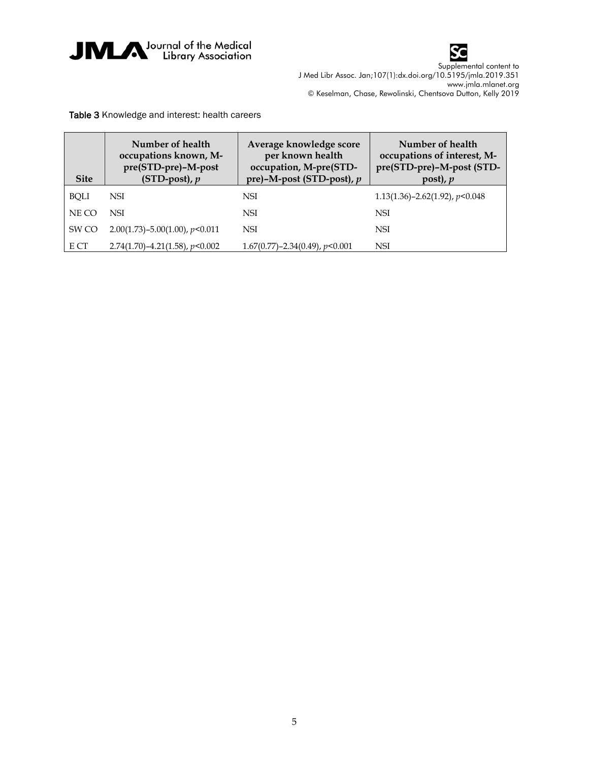**Table 3** Knowledge and interest: health careers

| Site | Number of health occupations known, M-pre(STD-pre)–M-post (STD-post), $p$ | Average knowledge score per known health occupation, M-pre(STD-pre)–M-post (STD-post), $p$ | Number of health occupations of interest, M-pre(STD-pre)–M-post (STD-post), $p$ |
|---|---|---|---|
| BQLI | NSI | NSI | 1.13(1.36)–2.62(1.92), $p<0.048$ |
| NE CO | NSI | NSI | NSI |
| SW CO | 2.00(1.73)–5.00(1.00), $p<0.011$ | NSI | NSI |
| E CT | 2.74(1.70)–4.21(1.58), $p<0.002$ | 1.67(0.77)–2.34(0.49), $p<0.001$ | NSI |